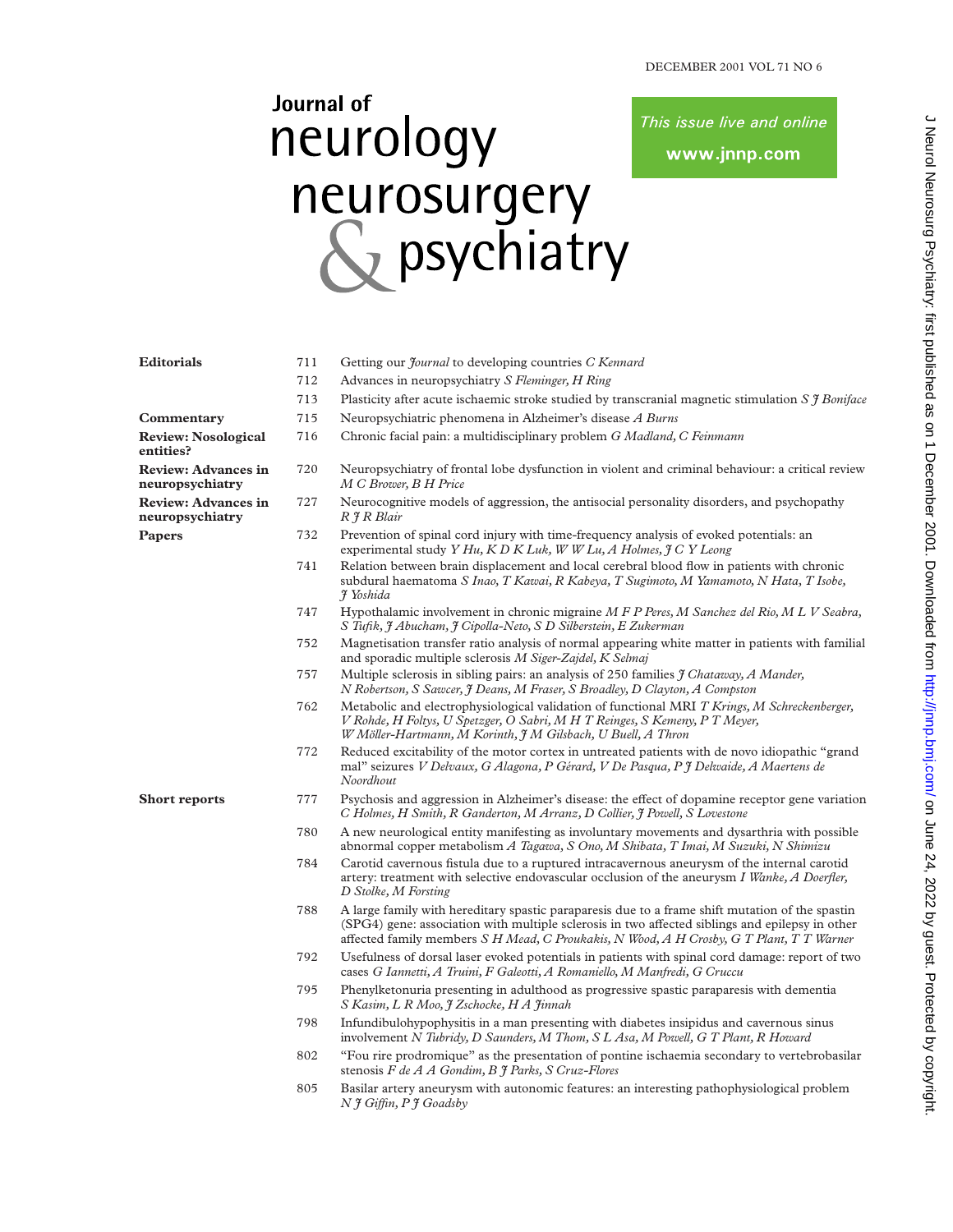# Journal of neurology neurosurgery & psychiatry

*This issue live and online*

**www.jnnp.com**

| | | |
|---|---|---|
| **Editorials** | 711 | Getting our *Journal* to developing countries *C Kennard* |
| | 712 | Advances in neuropsychiatry *S Fleminger, H Ring* |
| | 713 | Plasticity after acute ischaemic stroke studied by transcranial magnetic stimulation *S J Boniface* |
| **Commentary** | 715 | Neuropsychiatric phenomena in Alzheimer's disease *A Burns* |
| **Review: Nosological entities?** | 716 | Chronic facial pain: a multidisciplinary problem *G Madland, C Feinmann* |
| **Review: Advances in neuropsychiatry** | 720 | Neuropsychiatry of frontal lobe dysfunction in violent and criminal behaviour: a critical review *M C Brower, B H Price* |
| **Review: Advances in neuropsychiatry** | 727 | Neurocognitive models of aggression, the antisocial personality disorders, and psychopathy *R J R Blair* |
| **Papers** | 732 | Prevention of spinal cord injury with time-frequency analysis of evoked potentials: an experimental study *Y Hu, K D K Luk, W W Lu, A Holmes, J C Y Leong* |
| | 741 | Relation between brain displacement and local cerebral blood flow in patients with chronic subdural haematoma *S Inao, T Kawai, R Kabeya, T Sugimoto, M Yamamoto, N Hata, T Isobe, J Yoshida* |
| | 747 | Hypothalamic involvement in chronic migraine *M F P Peres, M Sanchez del Rio, M L V Seabra, S Tufik, J Abucham, J Cipolla-Neto, S D Silberstein, E Zukerman* |
| | 752 | Magnetisation transfer ratio analysis of normal appearing white matter in patients with familial and sporadic multiple sclerosis *M Siger-Zajdel, K Selmaj* |
| | 757 | Multiple sclerosis in sibling pairs: an analysis of 250 families *J Chataway, A Mander, N Robertson, S Sawcer, J Deans, M Fraser, S Broadley, D Clayton, A Compston* |
| | 762 | Metabolic and electrophysiological validation of functional MRI *T Krings, M Schreckenberger, V Rohde, H Foltys, U Spetzger, O Sabri, M H T Reinges, S Kemeny, P T Meyer, W Möller-Hartmann, M Korinth, J M Gilsbach, U Buell, A Thron* |
| | 772 | Reduced excitability of the motor cortex in untreated patients with de novo idiopathic "grand mal" seizures *V Delvaux, G Alagona, P Gérard, V De Pasqua, P J Delwaide, A Maertens de Noordhout* |
| **Short reports** | 777 | Psychosis and aggression in Alzheimer's disease: the effect of dopamine receptor gene variation *C Holmes, H Smith, R Ganderton, M Arranz, D Collier, J Powell, S Lovestone* |
| | 780 | A new neurological entity manifesting as involuntary movements and dysarthria with possible abnormal copper metabolism *A Tagawa, S Ono, M Shibata, T Imai, M Suzuki, N Shimizu* |
| | 784 | Carotid cavernous fistula due to a ruptured intracavernous aneurysm of the internal carotid artery: treatment with selective endovascular occlusion of the aneurysm *I Wanke, A Doerfler, D Stolke, M Forsting* |
| | 788 | A large family with hereditary spastic paraparesis due to a frame shift mutation of the spastin (SPG4) gene: association with multiple sclerosis in two affected siblings and epilepsy in other affected family members *S H Mead, C Proukakis, N Wood, A H Crosby, G T Plant, T T Warner* |
| | 792 | Usefulness of dorsal laser evoked potentials in patients with spinal cord damage: report of two cases *G Iannetti, A Truini, F Galeotti, A Romaniello, M Manfredi, G Cruccu* |
| | 795 | Phenylketonuria presenting in adulthood as progressive spastic paraparesis with dementia *S Kasim, L R Moo, J Zschocke, H A Jinnah* |
| | 798 | Infundibulohypophysitis in a man presenting with diabetes insipidus and cavernous sinus involvement *N Tubridy, D Saunders, M Thom, S L Asa, M Powell, G T Plant, R Howard* |
| | 802 | "Fou rire prodromique" as the presentation of pontine ischaemia secondary to vertebrobasilar stenosis *F de A A Gondim, B J Parks, S Cruz-Flores* |
| | 805 | Basilar artery aneurysm with autonomic features: an interesting pathophysiological problem *N J Giffin, P J Goadsby* |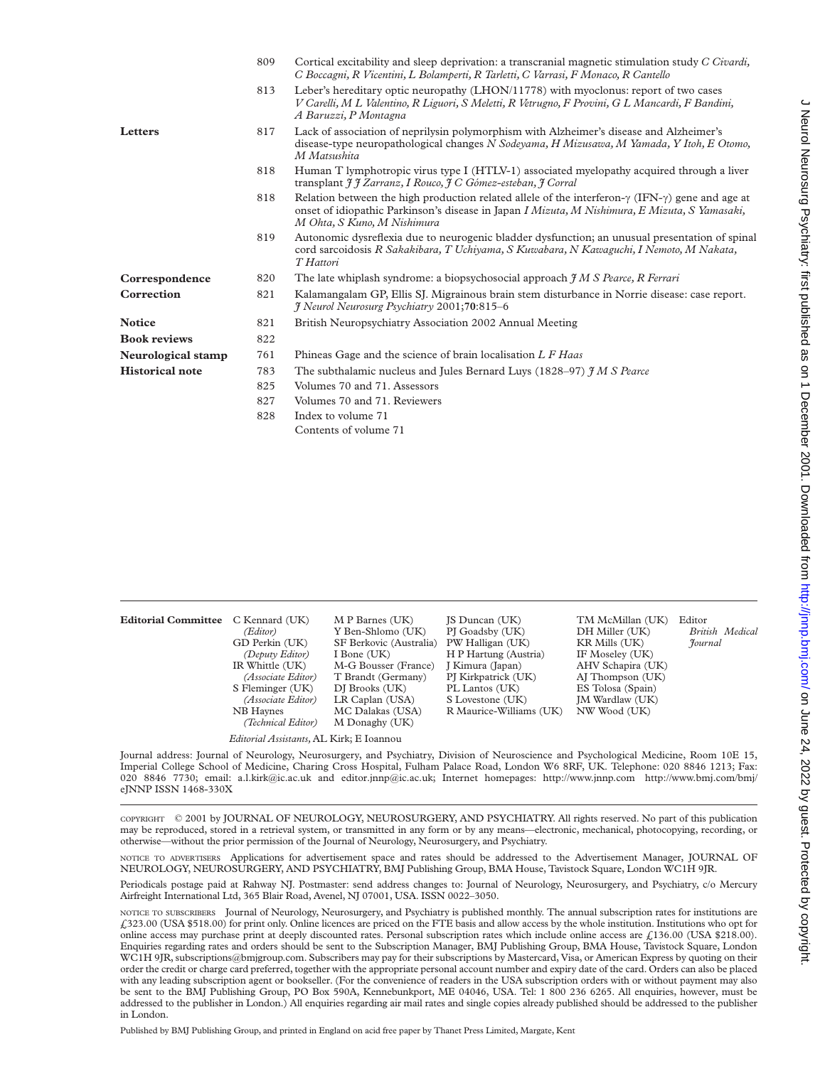| | | |
|---|---|---|
| | 809 | Cortical excitability and sleep deprivation: a transcranial magnetic stimulation study *C Civardi, C Boccagni, R Vicentini, L Bolamperti, R Tarletti, C Varrasi, F Monaco, R Cantello* |
| | 813 | Leber's hereditary optic neuropathy (LHON/11778) with myoclonus: report of two cases *V Carelli, M L Valentino, R Liguori, S Meletti, R Vetrugno, F Provini, G L Mancardi, F Bandini, A Baruzzi, P Montagna* |
| **Letters** | 817 | Lack of association of neprilysin polymorphism with Alzheimer's disease and Alzheimer's disease-type neuropathological changes *N Sodeyama, H Mizusawa, M Yamada, Y Itoh, E Otomo, M Matsushita* |
| | 818 | Human T lymphotropic virus type I (HTLV-1) associated myelopathy acquired through a liver transplant *J J Zarranz, I Rouco, J C Gómez-esteban, J Corral* |
| | 818 | Relation between the high production related allele of the interferon-$\gamma$ (IFN-$\gamma$) gene and age at onset of idiopathic Parkinson's disease in Japan *I Mizuta, M Nishimura, E Mizuta, S Yamasaki, M Ohta, S Kuno, M Nishimura* |
| | 819 | Autonomic dysreflexia due to neurogenic bladder dysfunction; an unusual presentation of spinal cord sarcoidosis *R Sakakibara, T Uchiyama, S Kuwabara, N Kawaguchi, I Nemoto, M Nakata, T Hattori* |
| **Correspondence** | 820 | The late whiplash syndrome: a biopsychosocial approach *J M S Pearce, R Ferrari* |
| **Correction** | 821 | Kalamangalam GP, Ellis SJ. Migrainous brain stem disturbance in Norrie disease: case report. *J Neurol Neurosurg Psychiatry* 2001;**70**:815–6 |
| **Notice** | 821 | British Neuropsychiatry Association 2002 Annual Meeting |
| **Book reviews** | 822 | |
| **Neurological stamp** | 761 | Phineas Gage and the science of brain localisation *L F Haas* |
| **Historical note** | 783 | The subthalamic nucleus and Jules Bernard Luys (1828–97) *J M S Pearce* |
| | 825 | Volumes 70 and 71. Assessors |
| | 827 | Volumes 70 and 71. Reviewers |
| | 828 | Index to volume 71 |
| | | Contents of volume 71 |

**Editorial Committee**

C Kennard (UK) *(Editor)*
GD Perkin (UK) *(Deputy Editor)*
IR Whittle (UK) *(Associate Editor)*
S Fleminger (UK) *(Associate Editor)*
NB Haynes *(Technical Editor)*

M P Barnes (UK)
Y Ben-Shlomo (UK)
SF Berkovic (Australia)
I Bone (UK)
M-G Bousser (France)
T Brandt (Germany)
DJ Brooks (UK)
LR Caplan (USA)
MC Dalakas (USA)
M Donaghy (UK)

JS Duncan (UK)
PJ Goadsby (UK)
PW Halligan (UK)
H P Hartung (Austria)
J Kimura (Japan)
PJ Kirkpatrick (UK)
PL Lantos (UK)
S Lovestone (UK)
R Maurice-Williams (UK)

TM McMillan (UK)
DH Miller (UK)
KR Mills (UK)
IF Moseley (UK)
AHV Schapira (UK)
AJ Thompson (UK)
ES Tolosa (Spain)
JM Wardlaw (UK)
NW Wood (UK)

Editor *British Medical Journal*

*Editorial Assistants*, AL Kirk; E Ioannou

Journal address: Journal of Neurology, Neurosurgery, and Psychiatry, Division of Neuroscience and Psychological Medicine, Room 10E 15, Imperial College School of Medicine, Charing Cross Hospital, Fulham Palace Road, London W6 8RF, UK. Telephone: 020 8846 1213; Fax: 020 8846 7730; email: a.l.kirk@ic.ac.uk and editor.jnnp@ic.ac.uk; Internet homepages: http://www.jnnp.com http://www.bmj.com/bmj/ eJNNP ISSN 1468-330X

COPYRIGHT © 2001 by JOURNAL OF NEUROLOGY, NEUROSURGERY, AND PSYCHIATRY. All rights reserved. No part of this publication may be reproduced, stored in a retrieval system, or transmitted in any form or by any means—electronic, mechanical, photocopying, recording, or otherwise—without the prior permission of the Journal of Neurology, Neurosurgery, and Psychiatry.

NOTICE TO ADVERTISERS Applications for advertisement space and rates should be addressed to the Advertisement Manager, JOURNAL OF NEUROLOGY, NEUROSURGERY, AND PSYCHIATRY, BMJ Publishing Group, BMA House, Tavistock Square, London WC1H 9JR.

Periodicals postage paid at Rahway NJ. Postmaster: send address changes to: Journal of Neurology, Neurosurgery, and Psychiatry, c/o Mercury Airfreight International Ltd, 365 Blair Road, Avenel, NJ 07001, USA. ISSN 0022–3050.

NOTICE TO SUBSCRIBERS Journal of Neurology, Neurosurgery, and Psychiatry is published monthly. The annual subscription rates for institutions are £323.00 (USA \$518.00) for print only. Online licences are priced on the FTE basis and allow access by the whole institution. Institutions who opt for online access may purchase print at deeply discounted rates. Personal subscription rates which include online access are £136.00 (USA \$218.00). Enquiries regarding rates and orders should be sent to the Subscription Manager, BMJ Publishing Group, BMA House, Tavistock Square, London WC1H 9JR, subscriptions@bmjgroup.com. Subscribers may pay for their subscriptions by Mastercard, Visa, or American Express by quoting on their order the credit or charge card preferred, together with the appropriate personal account number and expiry date of the card. Orders can also be placed with any leading subscription agent or bookseller. (For the convenience of readers in the USA subscription orders with or without payment may also be sent to the BMJ Publishing Group, PO Box 590A, Kennebunkport, ME 04046, USA. Tel: 1 800 236 6265. All enquiries, however, must be addressed to the publisher in London.) All enquiries regarding air mail rates and single copies already published should be addressed to the publisher in London.

Published by BMJ Publishing Group, and printed in England on acid free paper by Thanet Press Limited, Margate, Kent